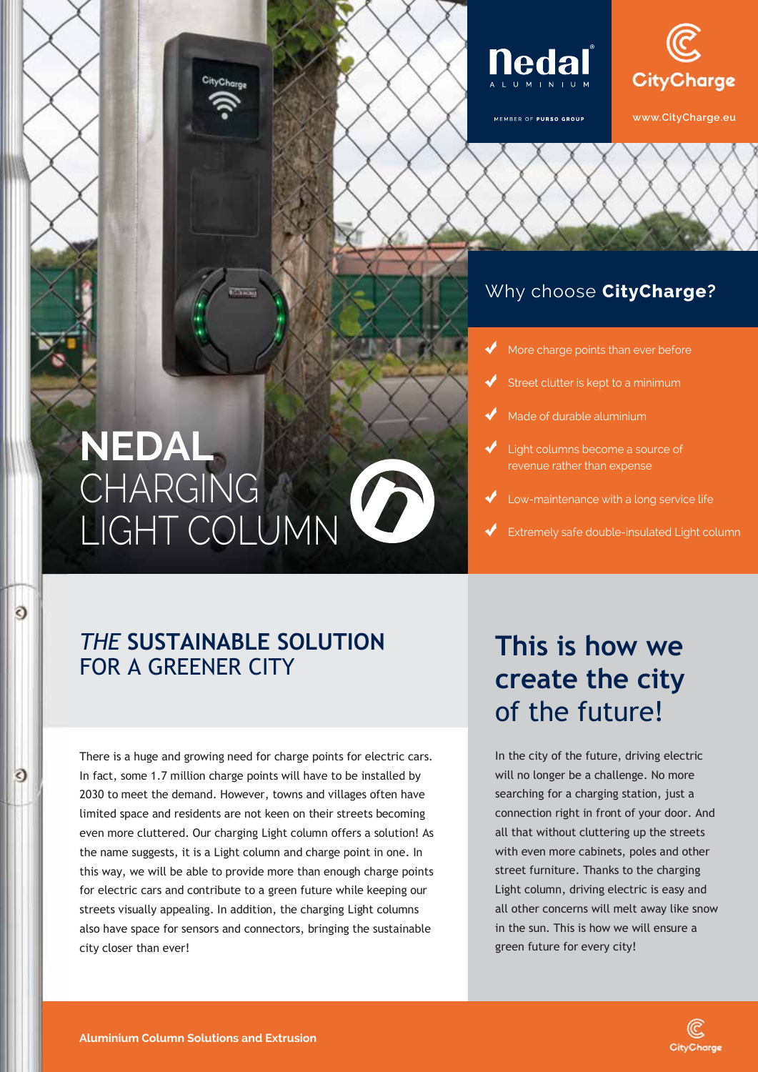Nedal ALUMINIUM

MEMBER OF PURSO GROUP

CityCharge

www.CityCharge.eu

# NEDAL CHARGING LIGHT COLUMN

## Why choose **CityCharge**?

- More charge points than ever before
- Street clutter is kept to a minimum
- Made of durable aluminium
- Light columns become a source of revenue rather than expense
- Low-maintenance with a long service life
- Extremely safe double-insulated Light column

## *THE* **SUSTAINABLE SOLUTION** FOR A GREENER CITY

There is a huge and growing need for charge points for electric cars. In fact, some 1.7 million charge points will have to be installed by 2030 to meet the demand. However, towns and villages often have limited space and residents are not keen on their streets becoming even more cluttered. Our charging Light column offers a solution! As the name suggests, it is a Light column and charge point in one. In this way, we will be able to provide more than enough charge points for electric cars and contribute to a green future while keeping our streets visually appealing. In addition, the charging Light columns also have space for sensors and connectors, bringing the sustainable city closer than ever!

## **This is how we create the city** of the future!

In the city of the future, driving electric will no longer be a challenge. No more searching for a charging station, just a connection right in front of your door. And all that without cluttering up the streets with even more cabinets, poles and other street furniture. Thanks to the charging Light column, driving electric is easy and all other concerns will melt away like snow in the sun. This is how we will ensure a green future for every city!

**Aluminium Column Solutions and Extrusion**

CityCharge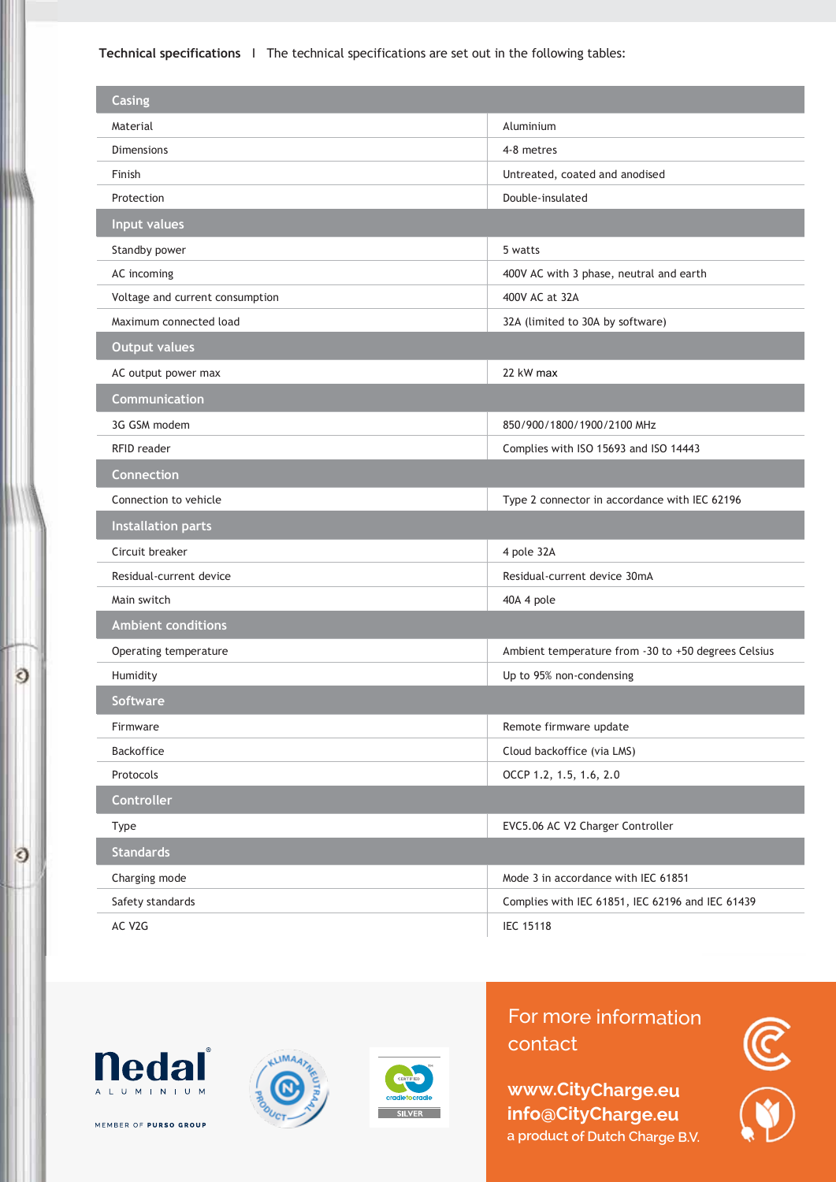**Technical specifications** | The technical specifications are set out in the following tables:

| | |
|---|---|
| **Casing** | |
| Material | Aluminium |
| Dimensions | 4-8 metres |
| Finish | Untreated, coated and anodised |
| Protection | Double-insulated |
| **Input values** | |
| Standby power | 5 watts |
| AC incoming | 400V AC with 3 phase, neutral and earth |
| Voltage and current consumption | 400V AC at 32A |
| Maximum connected load | 32A (limited to 30A by software) |
| **Output values** | |
| AC output power max | 22 kW max |
| **Communication** | |
| 3G GSM modem | 850/900/1800/1900/2100 MHz |
| RFID reader | Complies with ISO 15693 and ISO 14443 |
| **Connection** | |
| Connection to vehicle | Type 2 connector in accordance with IEC 62196 |
| **Installation parts** | |
| Circuit breaker | 4 pole 32A |
| Residual-current device | Residual-current device 30mA |
| Main switch | 40A 4 pole |
| **Ambient conditions** | |
| Operating temperature | Ambient temperature from -30 to +50 degrees Celsius |
| Humidity | Up to 95% non-condensing |
| **Software** | |
| Firmware | Remote firmware update |
| Backoffice | Cloud backoffice (via LMS) |
| Protocols | OCCP 1.2, 1.5, 1.6, 2.0 |
| **Controller** | |
| Type | EVC5.06 AC V2 Charger Controller |
| **Standards** | |
| Charging mode | Mode 3 in accordance with IEC 61851 |
| Safety standards | Complies with IEC 61851, IEC 62196 and IEC 61439 |
| AC V2G | IEC 15118 |

Nedal ALUMINIUM

MEMBER OF PURSO GROUP

KLIMAATNEUTRAAL PRODUCT

CERTIFIED cradle to cradle SILVER

For more information contact

**www.CityCharge.eu**
**info@CityCharge.eu**
a product of Dutch Charge B.V.